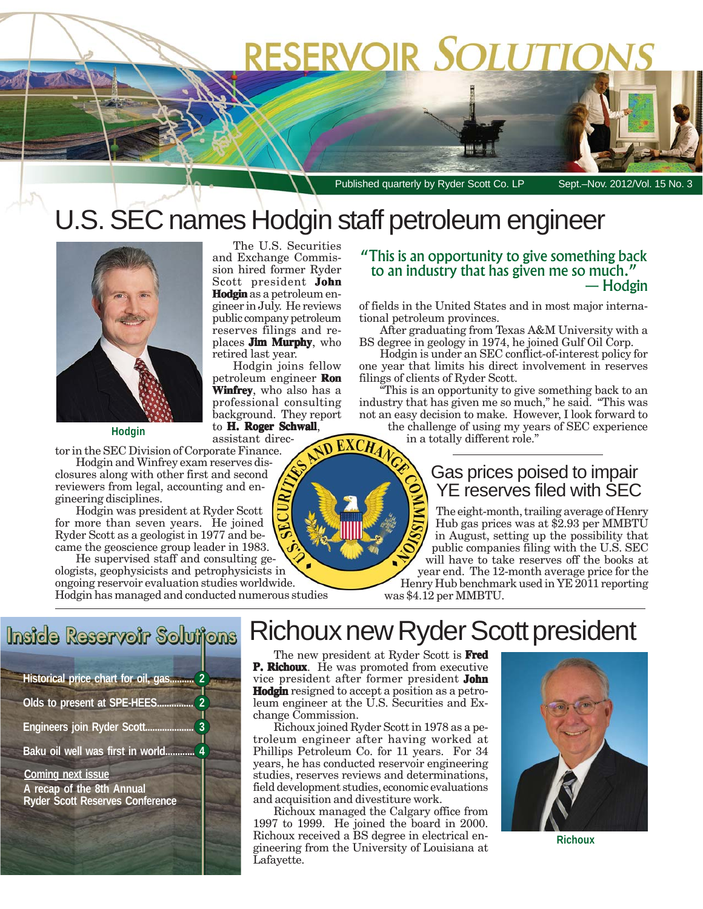# RESERVOIR SOLUTIONS

Published quarterly by Ryder Scott Co. LP — Sept.–Nov. 2012/Vol. 15 No. 3

# U.S. SEC names Hodgin staff petroleum engineer

Hodgin

The U.S. Securities and Exchange Commission hired former Ryder Scott president **John Hodgin** as a petroleum engineer in July. He reviews public company petroleum reserves filings and replaces **Jim Murphy**, who retired last year.

Hodgin joins fellow petroleum engineer **Ron Winfrey**, who also has a professional consulting background. They report to **H. Roger Schwall**, assistant director in the SEC Division of Corporate Finance.

Hodgin and Winfrey exam reserves disclosures along with other first and second reviewers from legal, accounting and engineering disciplines.

Hodgin was president at Ryder Scott for more than seven years. He joined Ryder Scott as a geologist in 1977 and became the geoscience group leader in 1983.

He supervised staff and consulting geologists, geophysicists and petrophysicists in ongoing reservoir evaluation studies worldwide. Hodgin has managed and conducted numerous studies of fields in the United States and in most major international petroleum provinces.

> "This is an opportunity to give something back to an industry that has given me so much." — Hodgin

After graduating from Texas A&M University with a BS degree in geology in 1974, he joined Gulf Oil Corp.

Hodgin is under an SEC conflict-of-interest policy for one year that limits his direct involvement in reserves filings of clients of Ryder Scott.

"This is an opportunity to give something back to an industry that has given me so much," he said. "This was not an easy decision to make. However, I look forward to the challenge of using my years of SEC experience in a totally different role."

## Gas prices poised to impair YE reserves filed with SEC

The eight-month, trailing average of Henry Hub gas prices was at $2.93 per MMBTU in August, setting up the possibility that public companies filing with the U.S. SEC will have to take reserves off the books at year end. The 12-month average price for the Henry Hub benchmark used in YE 2011 reporting was $4.12 per MMBTU.

## Inside Reservoir Solutions

- Historical price chart for oil, gas.......... 2
- Olds to present at SPE-HEES.............. 2
- Engineers join Ryder Scott.................... 3
- Baku oil well was first in world............ 4

**Coming next issue**
A recap of the 8th Annual Ryder Scott Reserves Conference

# Richoux new Ryder Scott president

The new president at Ryder Scott is **Fred P. Richoux**. He was promoted from executive vice president after former president **John Hodgin** resigned to accept a position as a petroleum engineer at the U.S. Securities and Exchange Commission.

Richoux joined Ryder Scott in 1978 as a petroleum engineer after having worked at Phillips Petroleum Co. for 11 years. For 34 years, he has conducted reservoir engineering studies, reserves reviews and determinations, field development studies, economic evaluations and acquisition and divestiture work.

Richoux managed the Calgary office from 1997 to 1999. He joined the board in 2000. Richoux received a BS degree in electrical engineering from the University of Louisiana at Lafayette.

Richoux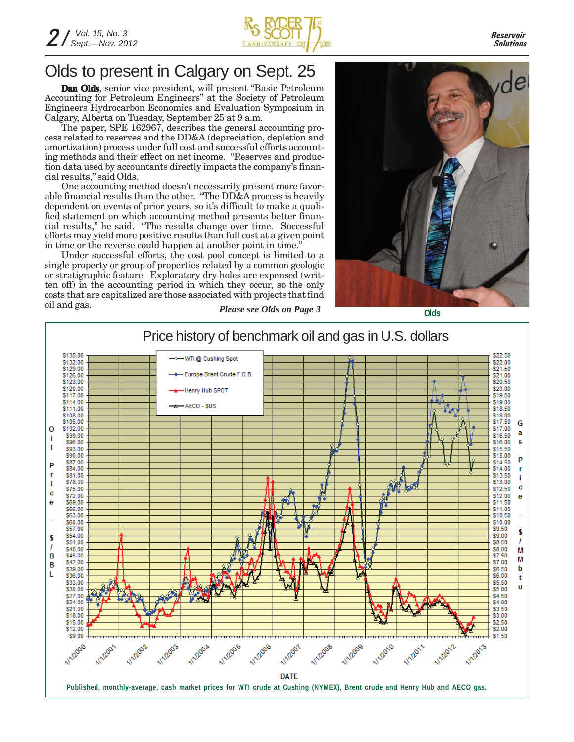# Olds to present in Calgary on Sept. 25

**Dan Olds**, senior vice president, will present "Basic Petroleum Accounting for Petroleum Engineers" at the Society of Petroleum Engineers Hydrocarbon Economics and Evaluation Symposium in Calgary, Alberta on Tuesday, September 25 at 9 a.m.

The paper, SPE 162967, describes the general accounting process related to reserves and the DD&A (depreciation, depletion and amortization) process under full cost and successful efforts accounting methods and their effect on net income. "Reserves and production data used by accountants directly impacts the company's financial results," said Olds.

One accounting method doesn't necessarily present more favorable financial results than the other. "The DD&A process is heavily dependent on events of prior years, so it's difficult to make a qualified statement on which accounting method presents better financial results," he said. "The results change over time. Successful efforts may yield more positive results than full cost at a given point in time or the reverse could happen at another point in time."

Under successful efforts, the cost pool concept is limited to a single property or group of properties related by a common geologic or stratigraphic feature. Exploratory dry holes are expensed (written off) in the accounting period in which they occur, so the only costs that are capitalized are those associated with projects that find oil and gas.

*Please see Olds on Page 3*

Olds

## Price history of benchmark oil and gas in U.S. dollars

Legend: WTI @ Cushing Spot; Europe Brent Crude F.O.B.; Henry Hub SPOT; AECO - $US

Oil Price - $/BBL ($9.00 – $135.00); Gas Price - $/MMbtu ($1.50 – $22.50); DATE (1/1/2000 – 1/1/2013)

Published, monthly-average, cash market prices for WTI crude at Cushing (NYMEX), Brent crude and Henry Hub and AECO gas.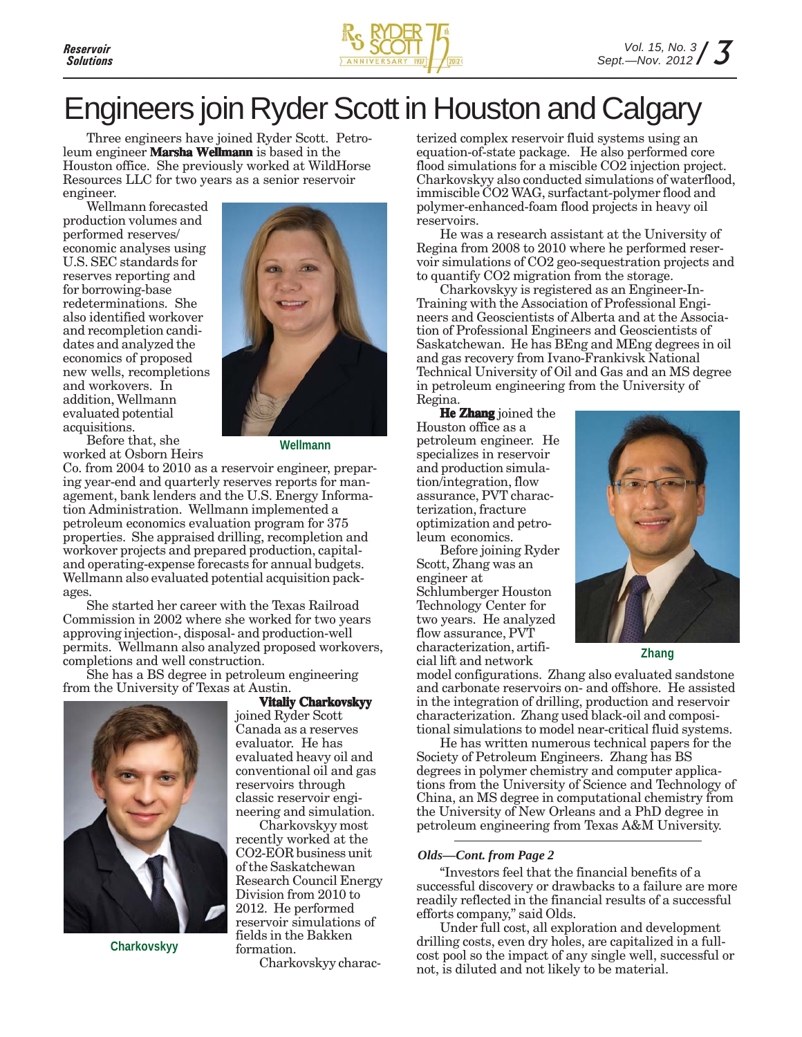# Engineers join Ryder Scott in Houston and Calgary

Three engineers have joined Ryder Scott. Petroleum engineer **Marsha Wellmann** is based in the Houston office. She previously worked at WildHorse Resources LLC for two years as a senior reservoir engineer.

Wellmann forecasted production volumes and performed reserves/ economic analyses using U.S. SEC standards for reserves reporting and for borrowing-base redeterminations. She also identified workover and recompletion candidates and analyzed the economics of proposed new wells, recompletions and workovers. In addition, Wellmann evaluated potential acquisitions.

Wellmann

Before that, she worked at Osborn Heirs Co. from 2004 to 2010 as a reservoir engineer, preparing year-end and quarterly reserves reports for management, bank lenders and the U.S. Energy Information Administration. Wellmann implemented a petroleum economics evaluation program for 375 properties. She appraised drilling, recompletion and workover projects and prepared production, capital- and operating-expense forecasts for annual budgets. Wellmann also evaluated potential acquisition packages.

She started her career with the Texas Railroad Commission in 2002 where she worked for two years approving injection-, disposal- and production-well permits. Wellmann also analyzed proposed workovers, completions and well construction.

She has a BS degree in petroleum engineering from the University of Texas at Austin.

**Vitaliy Charkovskyy** joined Ryder Scott Canada as a reserves evaluator. He has evaluated heavy oil and conventional oil and gas reservoirs through classic reservoir engineering and simulation.

Charkovskyy

Charkovskyy most recently worked at the CO2-EOR business unit of the Saskatchewan Research Council Energy Division from 2010 to 2012. He performed reservoir simulations of fields in the Bakken formation.

Charkovskyy characterized complex reservoir fluid systems using an equation-of-state package. He also performed core flood simulations for a miscible CO2 injection project. Charkovskyy also conducted simulations of waterflood, immiscible CO2 WAG, surfactant-polymer flood and polymer-enhanced-foam flood projects in heavy oil reservoirs.

He was a research assistant at the University of Regina from 2008 to 2010 where he performed reservoir simulations of CO2 geo-sequestration projects and to quantify CO2 migration from the storage.

Charkovskyy is registered as an Engineer-In-Training with the Association of Professional Engineers and Geoscientists of Alberta and at the Association of Professional Engineers and Geoscientists of Saskatchewan. He has BEng and MEng degrees in oil and gas recovery from Ivano-Frankivsk National Technical University of Oil and Gas and an MS degree in petroleum engineering from the University of Regina.

**He Zhang** joined the Houston office as a petroleum engineer. He specializes in reservoir and production simulation/integration, flow assurance, PVT characterization, fracture optimization and petroleum economics.

Before joining Ryder Scott, Zhang was an engineer at Schlumberger Houston Technology Center for two years. He analyzed flow assurance, PVT characterization, artificial lift and network model configurations. Zhang also evaluated sandstone and carbonate reservoirs on- and offshore. He assisted in the integration of drilling, production and reservoir characterization. Zhang used black-oil and compositional simulations to model near-critical fluid systems.

Zhang

He has written numerous technical papers for the Society of Petroleum Engineers. Zhang has BS degrees in polymer chemistry and computer applications from the University of Science and Technology of China, an MS degree in computational chemistry from the University of New Orleans and a PhD degree in petroleum engineering from Texas A&M University.

---

***Olds—Cont. from Page 2***

"Investors feel that the financial benefits of a successful discovery or drawbacks to a failure are more readily reflected in the financial results of a successful efforts company," said Olds.

Under full cost, all exploration and development drilling costs, even dry holes, are capitalized in a full-cost pool so the impact of any single well, successful or not, is diluted and not likely to be material.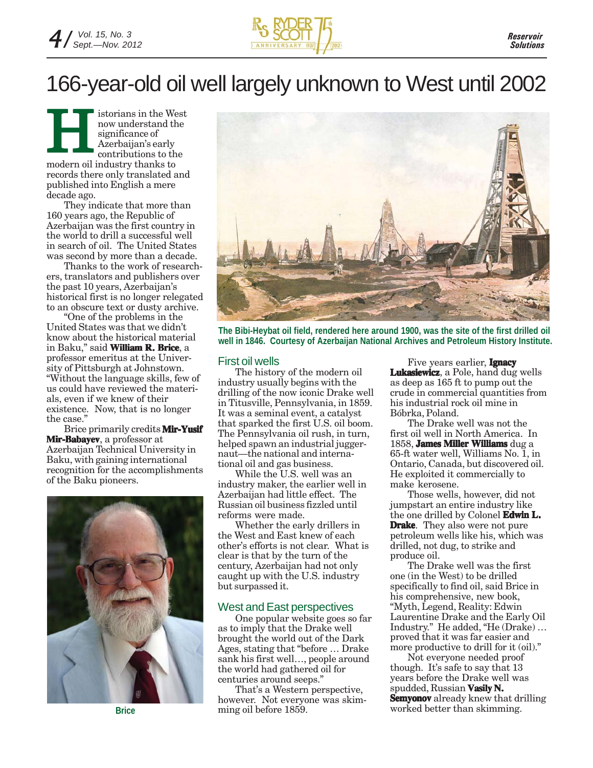# 166-year-old oil well largely unknown to West until 2002

Historians in the West now understand the significance of Azerbaijan's early contributions to the modern oil industry thanks to records there only translated and published into English a mere decade ago.

They indicate that more than 160 years ago, the Republic of Azerbaijan was the first country in the world to drill a successful well in search of oil. The United States was second by more than a decade.

Thanks to the work of researchers, translators and publishers over the past 10 years, Azerbaijan's historical first is no longer relegated to an obscure text or dusty archive.

"One of the problems in the United States was that we didn't know about the historical material in Baku," said **William R. Brice**, a professor emeritus at the University of Pittsburgh at Johnstown. "Without the language skills, few of us could have reviewed the materials, even if we knew of their existence. Now, that is no longer the case."

Brice primarily credits **Mir-Yusif Mir-Babayev**, a professor at Azerbaijan Technical University in Baku, with gaining international recognition for the accomplishments of the Baku pioneers.

Brice

The Bibi-Heybat oil field, rendered here around 1900, was the site of the first drilled oil well in 1846. Courtesy of Azerbaijan National Archives and Petroleum History Institute.

## First oil wells

The history of the modern oil industry usually begins with the drilling of the now iconic Drake well in Titusville, Pennsylvania, in 1859. It was a seminal event, a catalyst that sparked the first U.S. oil boom. The Pennsylvania oil rush, in turn, helped spawn an industrial juggernaut—the national and international oil and gas business.

While the U.S. well was an industry maker, the earlier well in Azerbaijan had little effect. The Russian oil business fizzled until reforms were made.

Whether the early drillers in the West and East knew of each other's efforts is not clear. What is clear is that by the turn of the century, Azerbaijan had not only caught up with the U.S. industry but surpassed it.

## West and East perspectives

One popular website goes so far as to imply that the Drake well brought the world out of the Dark Ages, stating that "before … Drake sank his first well…, people around the world had gathered oil for centuries around seeps."

That's a Western perspective, however. Not everyone was skimming oil before 1859.

Five years earlier, **Ignacy Lukasiewicz**, a Pole, hand dug wells as deep as 165 ft to pump out the crude in commercial quantities from his industrial rock oil mine in Bóbrka, Poland.

The Drake well was not the first oil well in North America. In 1858, **James Miller Williams** dug a 65-ft water well, Williams No. 1, in Ontario, Canada, but discovered oil. He exploited it commercially to make kerosene.

Those wells, however, did not jumpstart an entire industry like the one drilled by Colonel **Edwin L. Drake**. They also were not pure petroleum wells like his, which was drilled, not dug, to strike and produce oil.

The Drake well was the first one (in the West) to be drilled specifically to find oil, said Brice in his comprehensive, new book, "Myth, Legend, Reality: Edwin Laurentine Drake and the Early Oil Industry." He added, "He (Drake) … proved that it was far easier and more productive to drill for it (oil)."

Not everyone needed proof though. It's safe to say that 13 years before the Drake well was spudded, Russian **Vasily N. Semyonov** already knew that drilling worked better than skimming.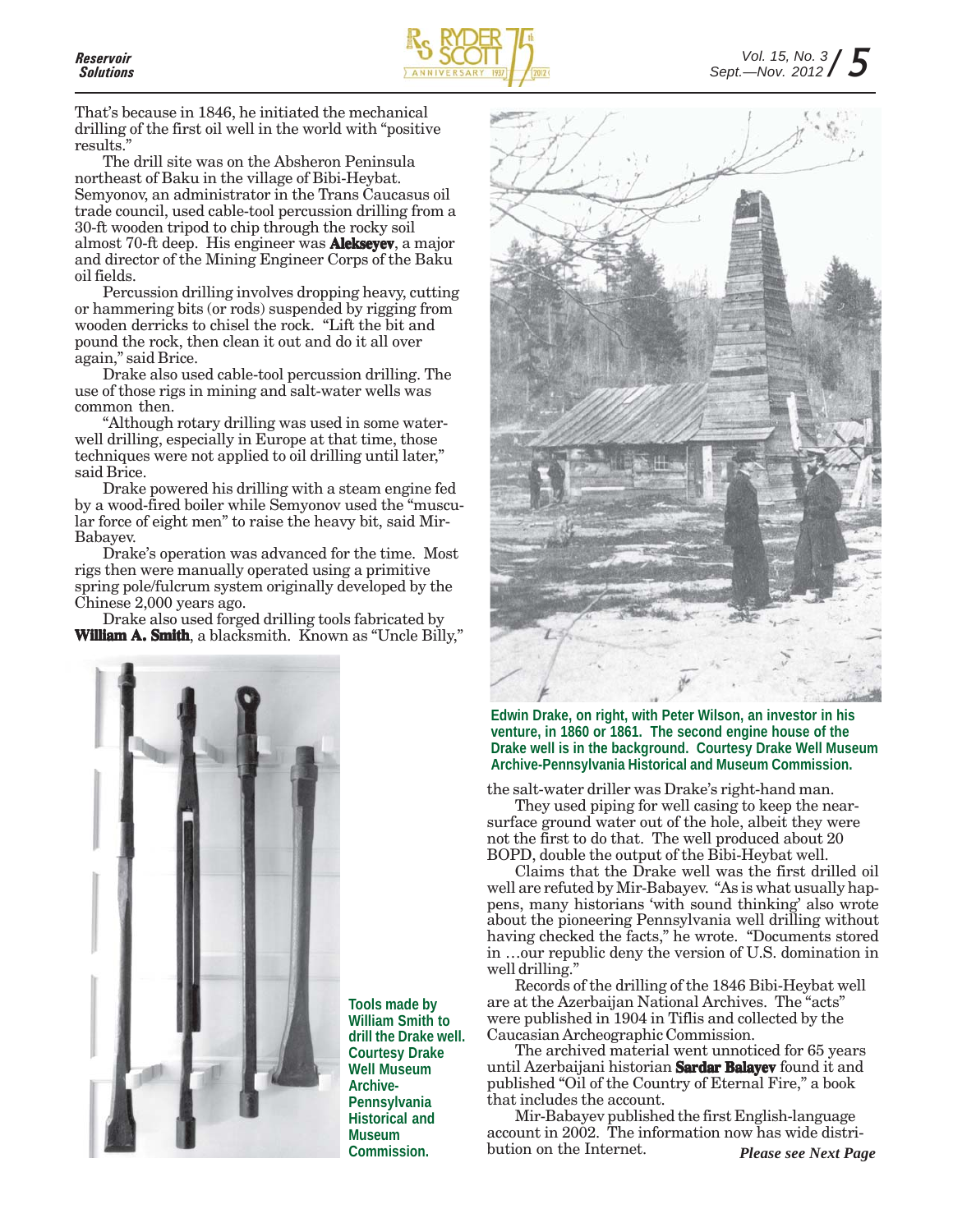That's because in 1846, he initiated the mechanical drilling of the first oil well in the world with "positive results."

The drill site was on the Absheron Peninsula northeast of Baku in the village of Bibi-Heybat. Semyonov, an administrator in the Trans Caucasus oil trade council, used cable-tool percussion drilling from a 30-ft wooden tripod to chip through the rocky soil almost 70-ft deep. His engineer was **Alekseyev**, a major and director of the Mining Engineer Corps of the Baku oil fields.

Percussion drilling involves dropping heavy, cutting or hammering bits (or rods) suspended by rigging from wooden derricks to chisel the rock. "Lift the bit and pound the rock, then clean it out and do it all over again," said Brice.

Drake also used cable-tool percussion drilling. The use of those rigs in mining and salt-water wells was common then.

"Although rotary drilling was used in some water-well drilling, especially in Europe at that time, those techniques were not applied to oil drilling until later," said Brice.

Drake powered his drilling with a steam engine fed by a wood-fired boiler while Semyonov used the "muscular force of eight men" to raise the heavy bit, said Mir-Babayev.

Drake's operation was advanced for the time. Most rigs then were manually operated using a primitive spring pole/fulcrum system originally developed by the Chinese 2,000 years ago.

Drake also used forged drilling tools fabricated by **William A. Smith**, a blacksmith. Known as "Uncle Billy," the salt-water driller was Drake's right-hand man.

Tools made by William Smith to drill the Drake well. Courtesy Drake Well Museum Archive-Pennsylvania Historical and Museum Commission.

Edwin Drake, on right, with Peter Wilson, an investor in his venture, in 1860 or 1861. The second engine house of the Drake well is in the background. Courtesy Drake Well Museum Archive-Pennsylvania Historical and Museum Commission.

They used piping for well casing to keep the near-surface ground water out of the hole, albeit they were not the first to do that. The well produced about 20 BOPD, double the output of the Bibi-Heybat well.

Claims that the Drake well was the first drilled oil well are refuted by Mir-Babayev. "As is what usually happens, many historians 'with sound thinking' also wrote about the pioneering Pennsylvania well drilling without having checked the facts," he wrote. "Documents stored in …our republic deny the version of U.S. domination in well drilling."

Records of the drilling of the 1846 Bibi-Heybat well are at the Azerbaijan National Archives. The "acts" were published in 1904 in Tiflis and collected by the Caucasian Archeographic Commission.

The archived material went unnoticed for 65 years until Azerbaijani historian **Sardar Balayev** found it and published "Oil of the Country of Eternal Fire," a book that includes the account.

Mir-Babayev published the first English-language account in 2002. The information now has wide distribution on the Internet.

*Please see Next Page*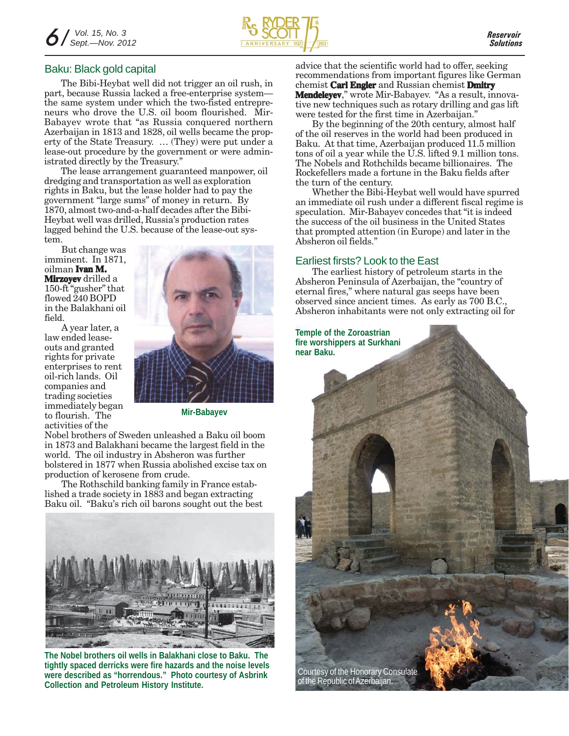## Baku: Black gold capital

The Bibi-Heybat well did not trigger an oil rush, in part, because Russia lacked a free-enterprise system—the same system under which the two-fisted entrepreneurs who drove the U.S. oil boom flourished. Mir-Babayev wrote that "as Russia conquered northern Azerbaijan in 1813 and 1828, oil wells became the property of the State Treasury. … (They) were put under a lease-out procedure by the government or were administrated directly by the Treasury."

The lease arrangement guaranteed manpower, oil dredging and transportation as well as exploration rights in Baku, but the lease holder had to pay the government "large sums" of money in return. By 1870, almost two-and-a-half decades after the Bibi-Heybat well was drilled, Russia's production rates lagged behind the U.S. because of the lease-out system.

But change was imminent. In 1871, oilman **Ivan M. Mirzoyev** drilled a 150-ft "gusher" that flowed 240 BOPD in the Balakhani oil field.

A year later, a law ended lease-outs and granted rights for private enterprises to rent oil-rich lands. Oil companies and trading societies immediately began to flourish. The activities of the Nobel brothers of Sweden unleashed a Baku oil boom in 1873 and Balakhani became the largest field in the world. The oil industry in Absheron was further bolstered in 1877 when Russia abolished excise tax on production of kerosene from crude.

Mir-Babayev

The Rothschild banking family in France established a trade society in 1883 and began extracting Baku oil. "Baku's rich oil barons sought out the best advice that the scientific world had to offer, seeking recommendations from important figures like German chemist **Carl Engler** and Russian chemist **Dmitry Mendeleyev**," wrote Mir-Babayev. "As a result, innovative new techniques such as rotary drilling and gas lift were tested for the first time in Azerbaijan."

The Nobel brothers oil wells in Balakhani close to Baku. The tightly spaced derricks were fire hazards and the noise levels were described as "horrendous." Photo courtesy of Asbrink Collection and Petroleum History Institute.

By the beginning of the 20th century, almost half of the oil reserves in the world had been produced in Baku. At that time, Azerbaijan produced 11.5 million tons of oil a year while the U.S. lifted 9.1 million tons. The Nobels and Rothschilds became billionaires. The Rockefellers made a fortune in the Baku fields after the turn of the century.

Whether the Bibi-Heybat well would have spurred an immediate oil rush under a different fiscal regime is speculation. Mir-Babayev concedes that "it is indeed the success of the oil business in the United States that prompted attention (in Europe) and later in the Absheron oil fields."

## Earliest firsts? Look to the East

The earliest history of petroleum starts in the Absheron Peninsula of Azerbaijan, the "country of eternal fires," where natural gas seeps have been observed since ancient times. As early as 700 B.C., Absheron inhabitants were not only extracting oil for

Temple of the Zoroastrian fire worshippers at Surkhani near Baku.

Courtesy of the Honorary Consulate of the Republic of Azerbaijan.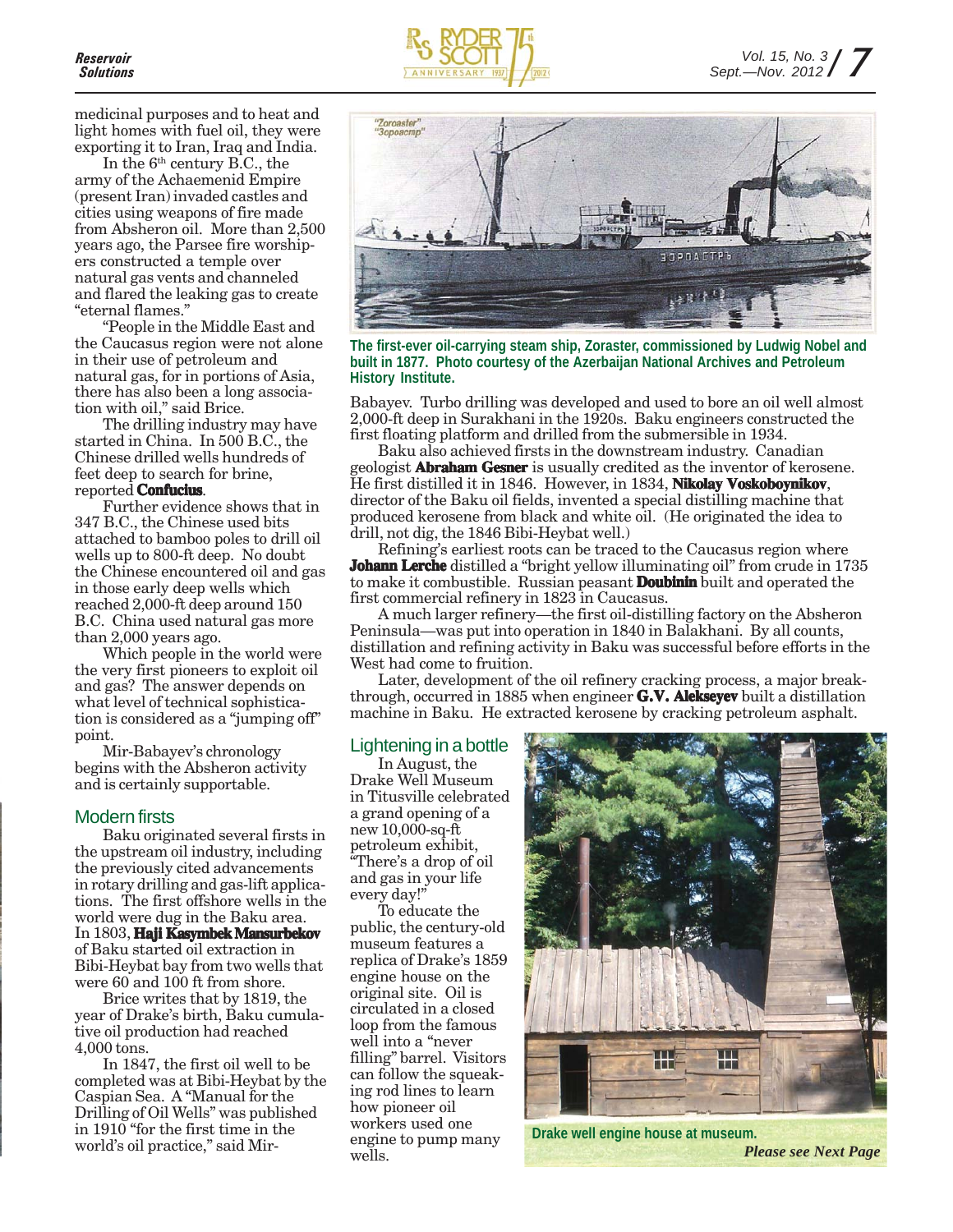medicinal purposes and to heat and light homes with fuel oil, they were exporting it to Iran, Iraq and India.

In the 6th century B.C., the army of the Achaemenid Empire (present Iran) invaded castles and cities using weapons of fire made from Absheron oil. More than 2,500 years ago, the Parsee fire worshipers constructed a temple over natural gas vents and channeled and flared the leaking gas to create "eternal flames."

"People in the Middle East and the Caucasus region were not alone in their use of petroleum and natural gas, for in portions of Asia, there has also been a long association with oil," said Brice.

The drilling industry may have started in China. In 500 B.C., the Chinese drilled wells hundreds of feet deep to search for brine, reported **Confucius**.

Further evidence shows that in 347 B.C., the Chinese used bits attached to bamboo poles to drill oil wells up to 800-ft deep. No doubt the Chinese encountered oil and gas in those early deep wells which reached 2,000-ft deep around 150 B.C. China used natural gas more than 2,000 years ago.

Which people in the world were the very first pioneers to exploit oil and gas? The answer depends on what level of technical sophistication is considered as a "jumping off" point.

Mir-Babayev's chronology begins with the Absheron activity and is certainly supportable.

## Modern firsts

Baku originated several firsts in the upstream oil industry, including the previously cited advancements in rotary drilling and gas-lift applications. The first offshore wells in the world were dug in the Baku area. In 1803, **Haji Kasymbek Mansurbekov** of Baku started oil extraction in Bibi-Heybat bay from two wells that were 60 and 100 ft from shore.

Brice writes that by 1819, the year of Drake's birth, Baku cumulative oil production had reached 4,000 tons.

In 1847, the first oil well to be completed was at Bibi-Heybat by the Caspian Sea. A "Manual for the Drilling of Oil Wells" was published in 1910 "for the first time in the world's oil practice," said Mir-Babayev. Turbo drilling was developed and used to bore an oil well almost 2,000-ft deep in Surakhani in the 1920s. Baku engineers constructed the first floating platform and drilled from the submersible in 1934.

The first-ever oil-carrying steam ship, Zoraster, commissioned by Ludwig Nobel and built in 1877. Photo courtesy of the Azerbaijan National Archives and Petroleum History Institute.

Baku also achieved firsts in the downstream industry. Canadian geologist **Abraham Gesner** is usually credited as the inventor of kerosene. He first distilled it in 1846. However, in 1834, **Nikolay Voskoboynikov**, director of the Baku oil fields, invented a special distilling machine that produced kerosene from black and white oil. (He originated the idea to drill, not dig, the 1846 Bibi-Heybat well.)

Refining's earliest roots can be traced to the Caucasus region where **Johann Lerche** distilled a "bright yellow illuminating oil" from crude in 1735 to make it combustible. Russian peasant **Doubinin** built and operated the first commercial refinery in 1823 in Caucasus.

A much larger refinery—the first oil-distilling factory on the Absheron Peninsula—was put into operation in 1840 in Balakhani. By all counts, distillation and refining activity in Baku was successful before efforts in the West had come to fruition.

Later, development of the oil refinery cracking process, a major breakthrough, occurred in 1885 when engineer **G.V. Alekseyev** built a distillation machine in Baku. He extracted kerosene by cracking petroleum asphalt.

## Lightening in a bottle

In August, the Drake Well Museum in Titusville celebrated a grand opening of a new 10,000-sq-ft petroleum exhibit, "There's a drop of oil and gas in your life every day!"

To educate the public, the century-old museum features a replica of Drake's 1859 engine house on the original site. Oil is circulated in a closed loop from the famous well into a "never filling" barrel. Visitors can follow the squeaking rod lines to learn how pioneer oil workers used one engine to pump many wells.

Drake well engine house at museum.

*Please see Next Page*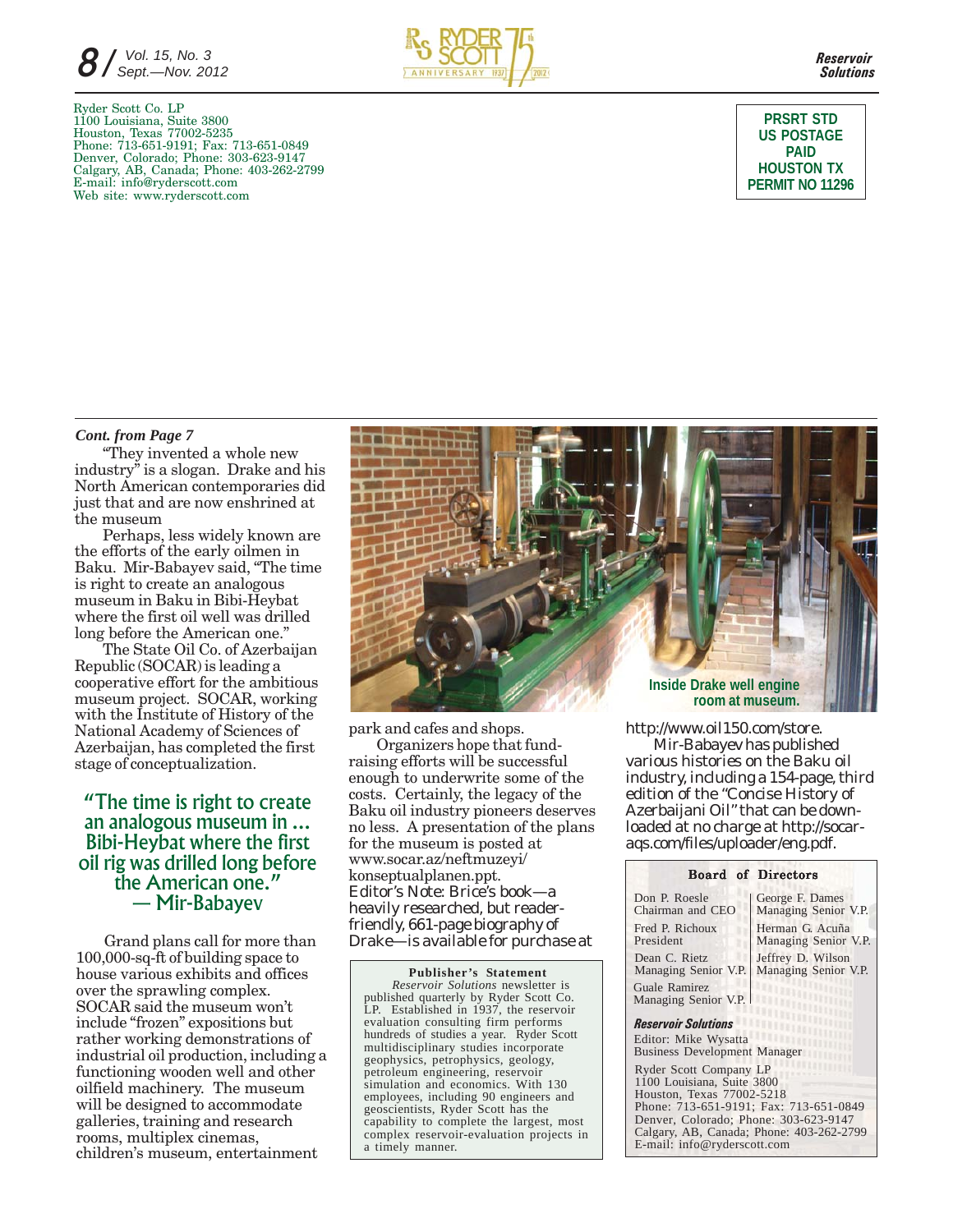Ryder Scott Co. LP
1100 Louisiana, Suite 3800
Houston, Texas 77002-5235
Phone: 713-651-9191; Fax: 713-651-0849
Denver, Colorado; Phone: 303-623-9147
Calgary, AB, Canada; Phone: 403-262-2799
E-mail: info@ryderscott.com
Web site: www.ryderscott.com

PRSRT STD
US POSTAGE
PAID
HOUSTON TX
PERMIT NO 11296

***Cont. from Page 7***

"They invented a whole new industry" is a slogan. Drake and his North American contemporaries did just that and are now enshrined at the museum

Perhaps, less widely known are the efforts of the early oilmen in Baku. Mir-Babayev said, "The time is right to create an analogous museum in Baku in Bibi-Heybat where the first oil well was drilled long before the American one."

The State Oil Co. of Azerbaijan Republic (SOCAR) is leading a cooperative effort for the ambitious museum project. SOCAR, working with the Institute of History of the National Academy of Sciences of Azerbaijan, has completed the first stage of conceptualization.

> "The time is right to create an analogous museum in … Bibi-Heybat where the first oil rig was drilled long before the American one."
> — Mir-Babayev

Grand plans call for more than 100,000-sq-ft of building space to house various exhibits and offices over the sprawling complex. SOCAR said the museum won't include "frozen" expositions but rather working demonstrations of industrial oil production, including a functioning wooden well and other oilfield machinery. The museum will be designed to accommodate galleries, training and research rooms, multiplex cinemas, children's museum, entertainment park and cafes and shops.

Organizers hope that fund-raising efforts will be successful enough to underwrite some of the costs. Certainly, the legacy of the Baku oil industry pioneers deserves no less. A presentation of the plans for the museum is posted at www.socar.az/neftmuzeyi/konseptualplanen.ppt.

Editor's Note: Brice's book—a heavily researched, but reader-friendly, 661-page biography of Drake—is available for purchase at http://www.oil150.com/store.

Mir-Babayev has published various histories on the Baku oil industry, including a 154-page, third edition of the "Concise History of Azerbaijani Oil" that can be downloaded at no charge at http://socar-aqs.com/files/uploader/eng.pdf.

Inside Drake well engine room at museum.

**Publisher's Statement**

*Reservoir Solutions* newsletter is published quarterly by Ryder Scott Co. LP. Established in 1937, the reservoir evaluation consulting firm performs hundreds of studies a year. Ryder Scott multidisciplinary studies incorporate geophysics, petrophysics, geology, petroleum engineering, reservoir simulation and economics. With 130 employees, including 90 engineers and geoscientists, Ryder Scott has the capability to complete the largest, most complex reservoir-evaluation projects in a timely manner.

**Board of Directors**

| | |
|---|---|
| Don P. Roesle<br>Chairman and CEO | George F. Dames<br>Managing Senior V.P. |
| Fred P. Richoux<br>President | Herman G. Acuña<br>Managing Senior V.P. |
| Dean C. Rietz<br>Managing Senior V.P. | Jeffrey D. Wilson<br>Managing Senior V.P. |
| Guale Ramirez<br>Managing Senior V.P. | |

***Reservoir Solutions***

Editor: Mike Wysatta
Business Development Manager

Ryder Scott Company LP
1100 Louisiana, Suite 3800
Houston, Texas 77002-5218
Phone: 713-651-9191; Fax: 713-651-0849
Denver, Colorado; Phone: 303-623-9147
Calgary, AB, Canada; Phone: 403-262-2799
E-mail: info@ryderscott.com